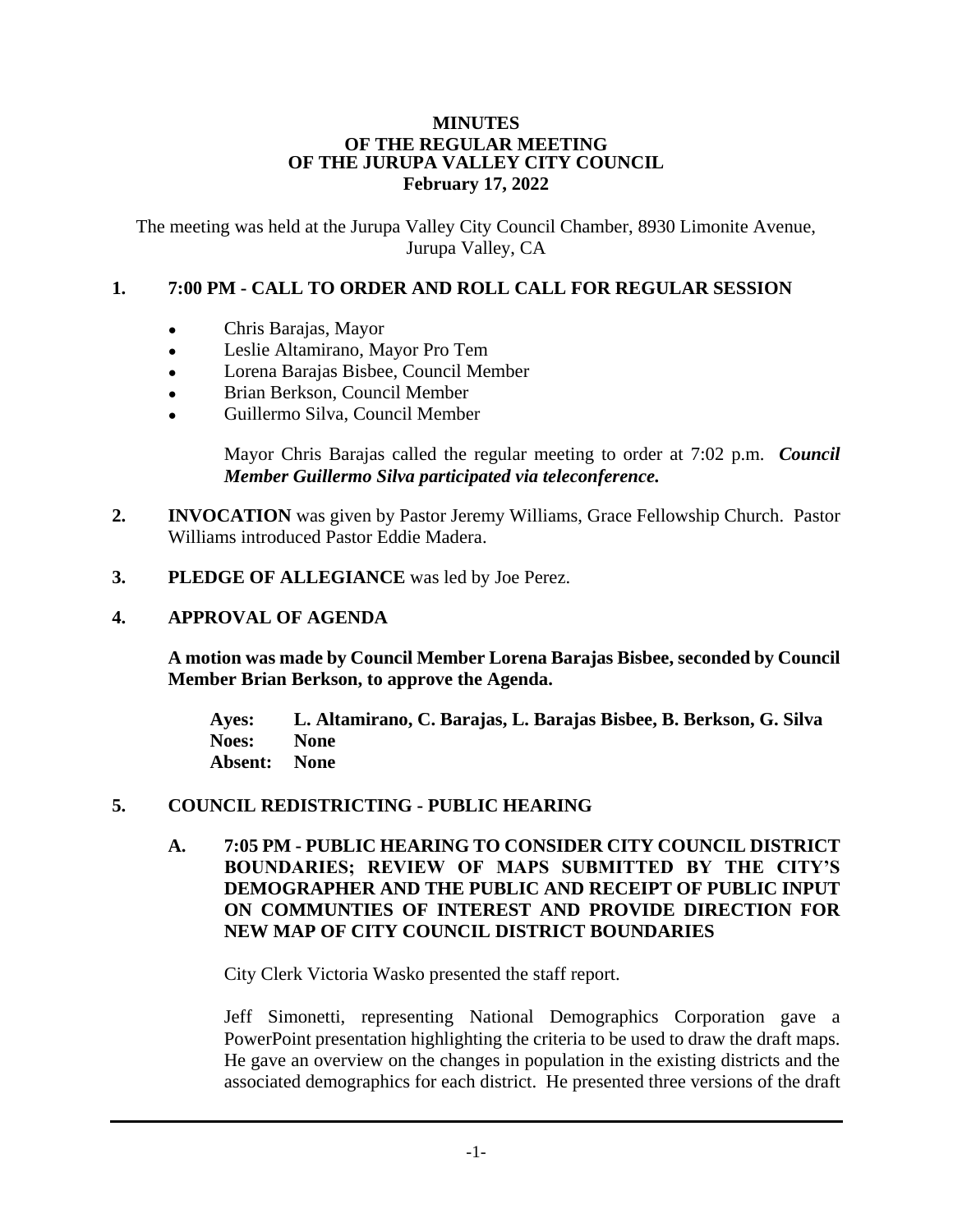**MINUTES**
**OF THE REGULAR MEETING**
**OF THE JURUPA VALLEY CITY COUNCIL**
**February 17, 2022**

The meeting was held at the Jurupa Valley City Council Chamber, 8930 Limonite Avenue, Jurupa Valley, CA

## 1. 7:00 PM - CALL TO ORDER AND ROLL CALL FOR REGULAR SESSION

- Chris Barajas, Mayor
- Leslie Altamirano, Mayor Pro Tem
- Lorena Barajas Bisbee, Council Member
- Brian Berkson, Council Member
- Guillermo Silva, Council Member

Mayor Chris Barajas called the regular meeting to order at 7:02 p.m. ***Council Member Guillermo Silva participated via teleconference.***

**2. INVOCATION** was given by Pastor Jeremy Williams, Grace Fellowship Church. Pastor Williams introduced Pastor Eddie Madera.

**3. PLEDGE OF ALLEGIANCE** was led by Joe Perez.

## 4. APPROVAL OF AGENDA

**A motion was made by Council Member Lorena Barajas Bisbee, seconded by Council Member Brian Berkson, to approve the Agenda.**

**Ayes: L. Altamirano, C. Barajas, L. Barajas Bisbee, B. Berkson, G. Silva**
**Noes: None**
**Absent: None**

## 5. COUNCIL REDISTRICTING - PUBLIC HEARING

### A. 7:05 PM - PUBLIC HEARING TO CONSIDER CITY COUNCIL DISTRICT BOUNDARIES; REVIEW OF MAPS SUBMITTED BY THE CITY'S DEMOGRAPHER AND THE PUBLIC AND RECEIPT OF PUBLIC INPUT ON COMMUNTIES OF INTEREST AND PROVIDE DIRECTION FOR NEW MAP OF CITY COUNCIL DISTRICT BOUNDARIES

City Clerk Victoria Wasko presented the staff report.

Jeff Simonetti, representing National Demographics Corporation gave a PowerPoint presentation highlighting the criteria to be used to draw the draft maps. He gave an overview on the changes in population in the existing districts and the associated demographics for each district. He presented three versions of the draft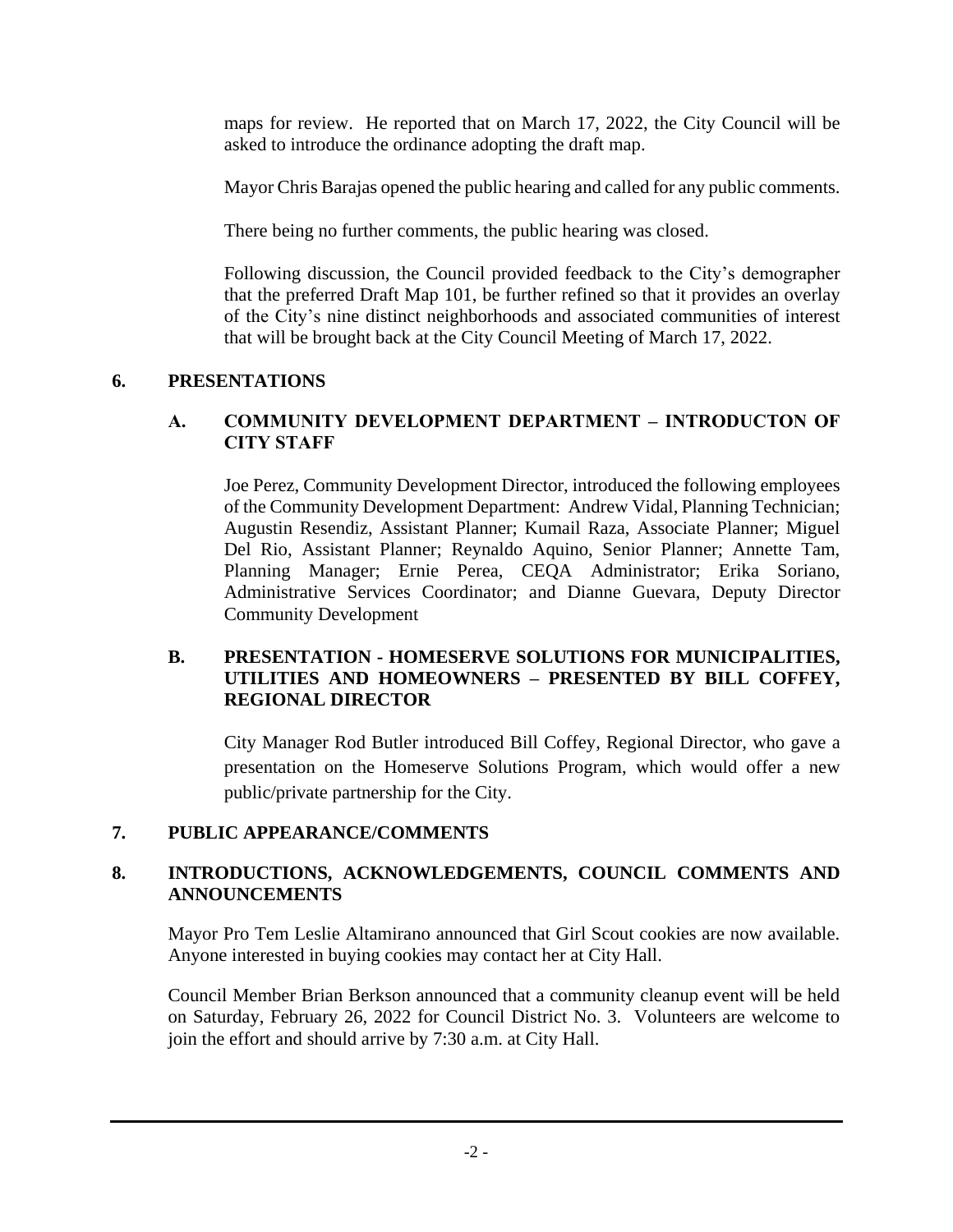maps for review. He reported that on March 17, 2022, the City Council will be asked to introduce the ordinance adopting the draft map.

Mayor Chris Barajas opened the public hearing and called for any public comments.

There being no further comments, the public hearing was closed.

Following discussion, the Council provided feedback to the City's demographer that the preferred Draft Map 101, be further refined so that it provides an overlay of the City's nine distinct neighborhoods and associated communities of interest that will be brought back at the City Council Meeting of March 17, 2022.

## 6. PRESENTATIONS

### A. COMMUNITY DEVELOPMENT DEPARTMENT – INTRODUCTON OF CITY STAFF

Joe Perez, Community Development Director, introduced the following employees of the Community Development Department: Andrew Vidal, Planning Technician; Augustin Resendiz, Assistant Planner; Kumail Raza, Associate Planner; Miguel Del Rio, Assistant Planner; Reynaldo Aquino, Senior Planner; Annette Tam, Planning Manager; Ernie Perea, CEQA Administrator; Erika Soriano, Administrative Services Coordinator; and Dianne Guevara, Deputy Director Community Development

### B. PRESENTATION - HOMESERVE SOLUTIONS FOR MUNICIPALITIES, UTILITIES AND HOMEOWNERS – PRESENTED BY BILL COFFEY, REGIONAL DIRECTOR

City Manager Rod Butler introduced Bill Coffey, Regional Director, who gave a presentation on the Homeserve Solutions Program, which would offer a new public/private partnership for the City.

## 7. PUBLIC APPEARANCE/COMMENTS

## 8. INTRODUCTIONS, ACKNOWLEDGEMENTS, COUNCIL COMMENTS AND ANNOUNCEMENTS

Mayor Pro Tem Leslie Altamirano announced that Girl Scout cookies are now available. Anyone interested in buying cookies may contact her at City Hall.

Council Member Brian Berkson announced that a community cleanup event will be held on Saturday, February 26, 2022 for Council District No. 3. Volunteers are welcome to join the effort and should arrive by 7:30 a.m. at City Hall.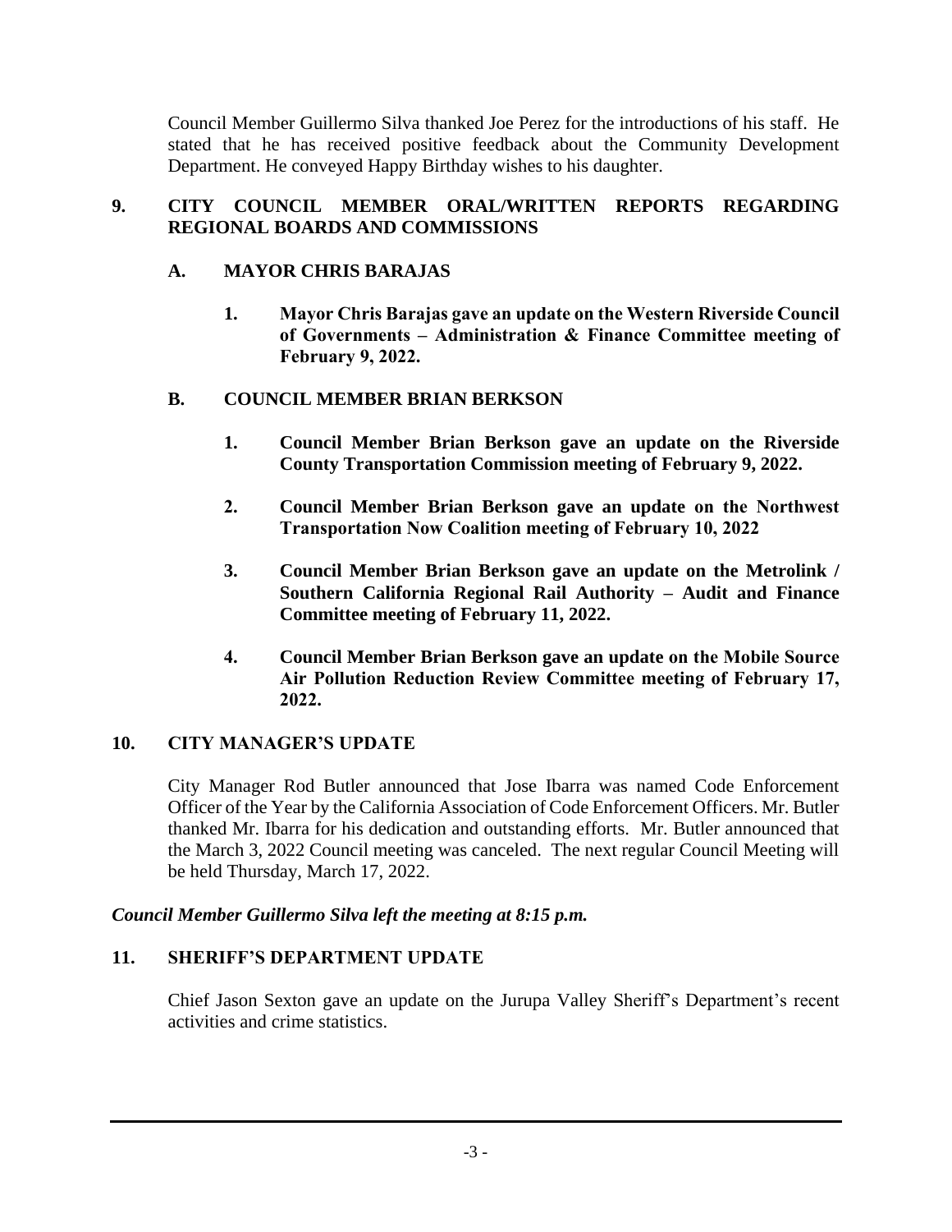Council Member Guillermo Silva thanked Joe Perez for the introductions of his staff. He stated that he has received positive feedback about the Community Development Department. He conveyed Happy Birthday wishes to his daughter.

## 9. CITY COUNCIL MEMBER ORAL/WRITTEN REPORTS REGARDING REGIONAL BOARDS AND COMMISSIONS

### A. MAYOR CHRIS BARAJAS

1. **Mayor Chris Barajas gave an update on the Western Riverside Council of Governments – Administration & Finance Committee meeting of February 9, 2022.**

### B. COUNCIL MEMBER BRIAN BERKSON

1. **Council Member Brian Berkson gave an update on the Riverside County Transportation Commission meeting of February 9, 2022.**

2. **Council Member Brian Berkson gave an update on the Northwest Transportation Now Coalition meeting of February 10, 2022**

3. **Council Member Brian Berkson gave an update on the Metrolink / Southern California Regional Rail Authority – Audit and Finance Committee meeting of February 11, 2022.**

4. **Council Member Brian Berkson gave an update on the Mobile Source Air Pollution Reduction Review Committee meeting of February 17, 2022.**

## 10. CITY MANAGER'S UPDATE

City Manager Rod Butler announced that Jose Ibarra was named Code Enforcement Officer of the Year by the California Association of Code Enforcement Officers. Mr. Butler thanked Mr. Ibarra for his dedication and outstanding efforts. Mr. Butler announced that the March 3, 2022 Council meeting was canceled. The next regular Council Meeting will be held Thursday, March 17, 2022.

***Council Member Guillermo Silva left the meeting at 8:15 p.m.***

## 11. SHERIFF'S DEPARTMENT UPDATE

Chief Jason Sexton gave an update on the Jurupa Valley Sheriff's Department's recent activities and crime statistics.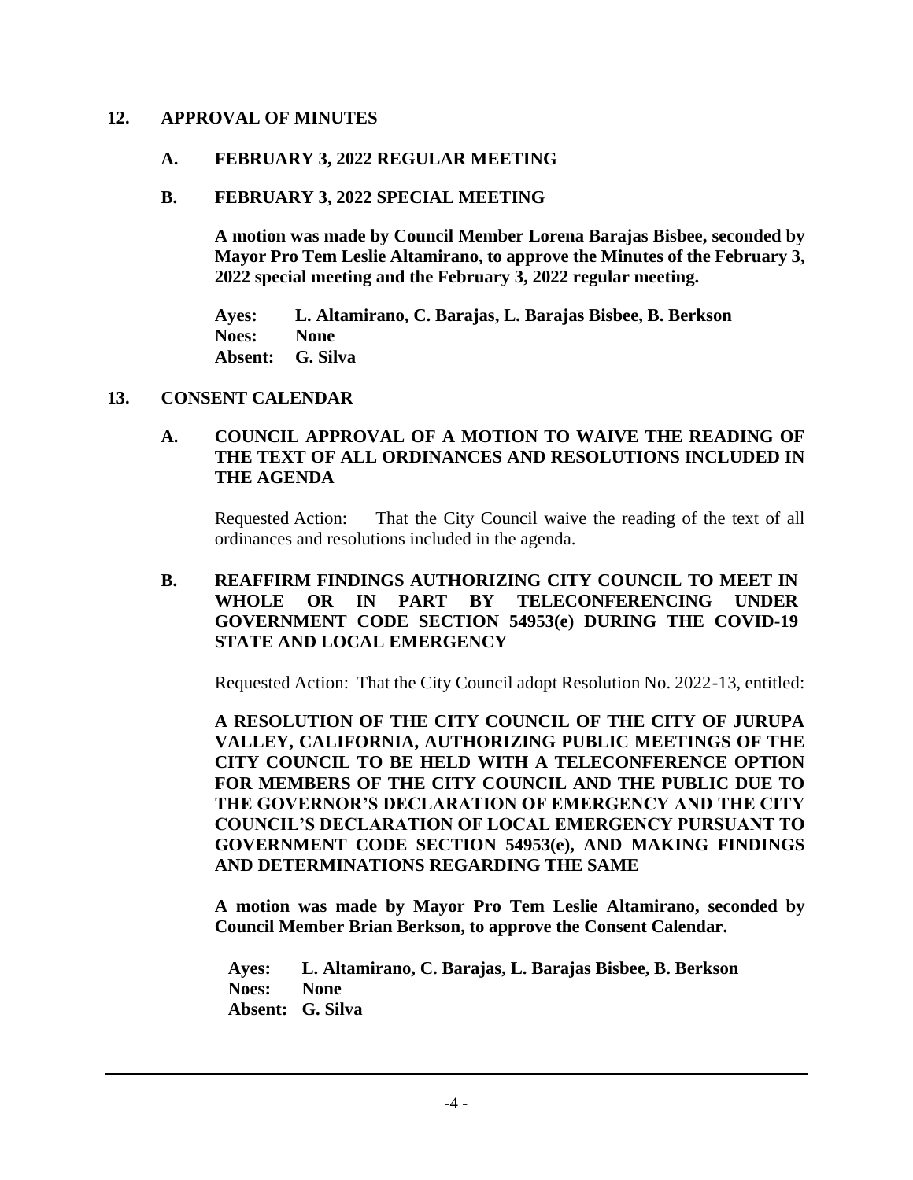## 12. APPROVAL OF MINUTES

### A. FEBRUARY 3, 2022 REGULAR MEETING

### B. FEBRUARY 3, 2022 SPECIAL MEETING

**A motion was made by Council Member Lorena Barajas Bisbee, seconded by Mayor Pro Tem Leslie Altamirano, to approve the Minutes of the February 3, 2022 special meeting and the February 3, 2022 regular meeting.**

**Ayes: L. Altamirano, C. Barajas, L. Barajas Bisbee, B. Berkson**
**Noes: None**
**Absent: G. Silva**

## 13. CONSENT CALENDAR

### A. COUNCIL APPROVAL OF A MOTION TO WAIVE THE READING OF THE TEXT OF ALL ORDINANCES AND RESOLUTIONS INCLUDED IN THE AGENDA

Requested Action: That the City Council waive the reading of the text of all ordinances and resolutions included in the agenda.

### B. REAFFIRM FINDINGS AUTHORIZING CITY COUNCIL TO MEET IN WHOLE OR IN PART BY TELECONFERENCING UNDER GOVERNMENT CODE SECTION 54953(e) DURING THE COVID-19 STATE AND LOCAL EMERGENCY

Requested Action: That the City Council adopt Resolution No. 2022-13, entitled:

**A RESOLUTION OF THE CITY COUNCIL OF THE CITY OF JURUPA VALLEY, CALIFORNIA, AUTHORIZING PUBLIC MEETINGS OF THE CITY COUNCIL TO BE HELD WITH A TELECONFERENCE OPTION FOR MEMBERS OF THE CITY COUNCIL AND THE PUBLIC DUE TO THE GOVERNOR'S DECLARATION OF EMERGENCY AND THE CITY COUNCIL'S DECLARATION OF LOCAL EMERGENCY PURSUANT TO GOVERNMENT CODE SECTION 54953(e), AND MAKING FINDINGS AND DETERMINATIONS REGARDING THE SAME**

**A motion was made by Mayor Pro Tem Leslie Altamirano, seconded by Council Member Brian Berkson, to approve the Consent Calendar.**

**Ayes: L. Altamirano, C. Barajas, L. Barajas Bisbee, B. Berkson**
**Noes: None**
**Absent: G. Silva**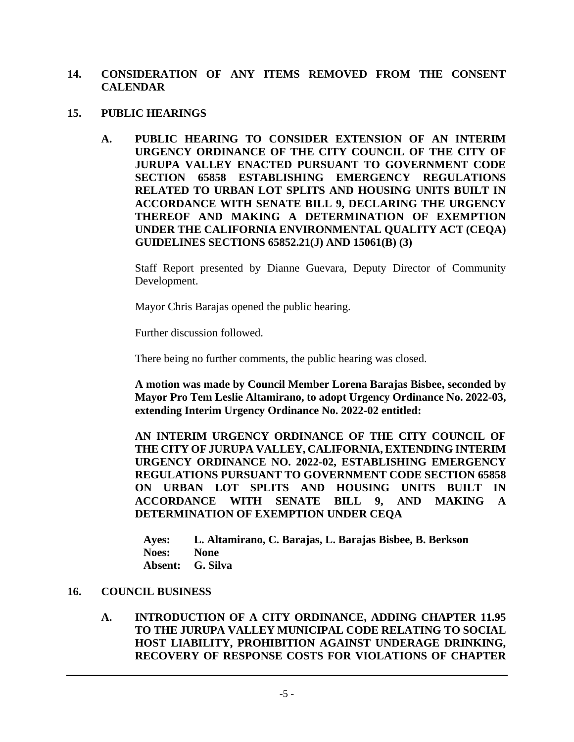## 14. CONSIDERATION OF ANY ITEMS REMOVED FROM THE CONSENT CALENDAR

## 15. PUBLIC HEARINGS

### A. PUBLIC HEARING TO CONSIDER EXTENSION OF AN INTERIM URGENCY ORDINANCE OF THE CITY COUNCIL OF THE CITY OF JURUPA VALLEY ENACTED PURSUANT TO GOVERNMENT CODE SECTION 65858 ESTABLISHING EMERGENCY REGULATIONS RELATED TO URBAN LOT SPLITS AND HOUSING UNITS BUILT IN ACCORDANCE WITH SENATE BILL 9, DECLARING THE URGENCY THEREOF AND MAKING A DETERMINATION OF EXEMPTION UNDER THE CALIFORNIA ENVIRONMENTAL QUALITY ACT (CEQA) GUIDELINES SECTIONS 65852.21(J) AND 15061(B) (3)

Staff Report presented by Dianne Guevara, Deputy Director of Community Development.

Mayor Chris Barajas opened the public hearing.

Further discussion followed.

There being no further comments, the public hearing was closed.

**A motion was made by Council Member Lorena Barajas Bisbee, seconded by Mayor Pro Tem Leslie Altamirano, to adopt Urgency Ordinance No. 2022-03, extending Interim Urgency Ordinance No. 2022-02 entitled:**

**AN INTERIM URGENCY ORDINANCE OF THE CITY COUNCIL OF THE CITY OF JURUPA VALLEY, CALIFORNIA, EXTENDING INTERIM URGENCY ORDINANCE NO. 2022-02, ESTABLISHING EMERGENCY REGULATIONS PURSUANT TO GOVERNMENT CODE SECTION 65858 ON URBAN LOT SPLITS AND HOUSING UNITS BUILT IN ACCORDANCE WITH SENATE BILL 9, AND MAKING A DETERMINATION OF EXEMPTION UNDER CEQA**

**Ayes:** **L. Altamirano, C. Barajas, L. Barajas Bisbee, B. Berkson**
**Noes:** **None**
**Absent:** **G. Silva**

## 16. COUNCIL BUSINESS

### A. INTRODUCTION OF A CITY ORDINANCE, ADDING CHAPTER 11.95 TO THE JURUPA VALLEY MUNICIPAL CODE RELATING TO SOCIAL HOST LIABILITY, PROHIBITION AGAINST UNDERAGE DRINKING, RECOVERY OF RESPONSE COSTS FOR VIOLATIONS OF CHAPTER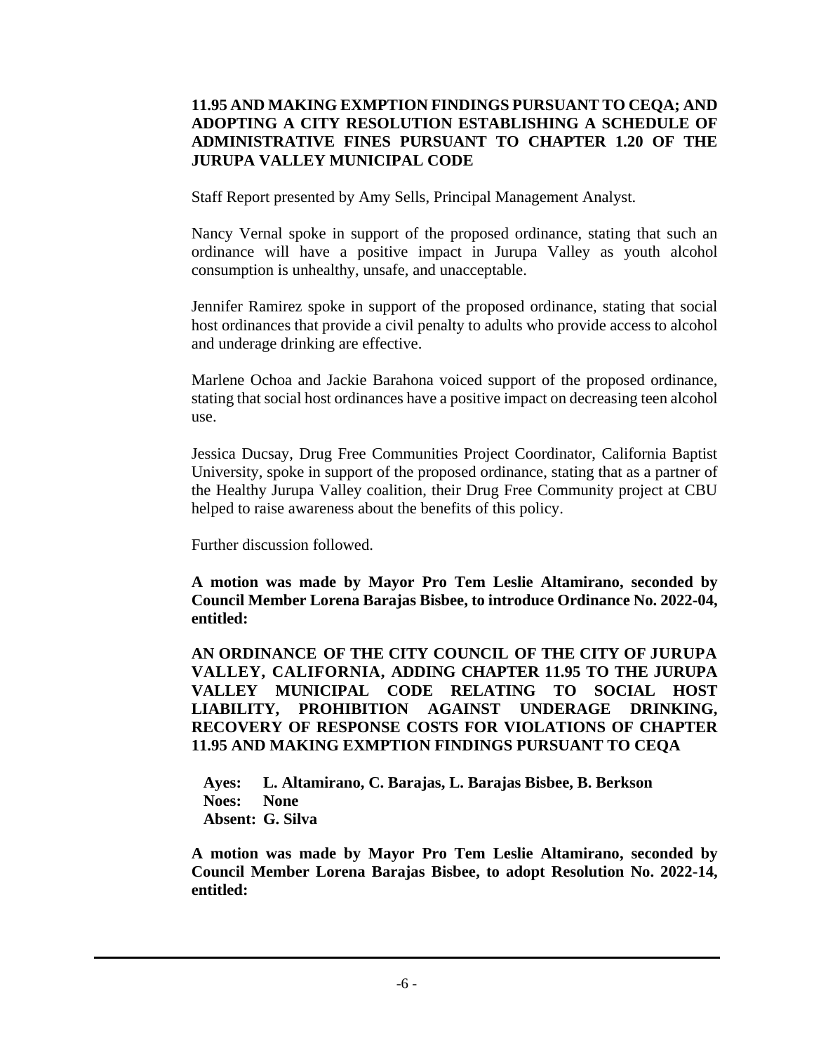**11.95 AND MAKING EXMPTION FINDINGS PURSUANT TO CEQA; AND ADOPTING A CITY RESOLUTION ESTABLISHING A SCHEDULE OF ADMINISTRATIVE FINES PURSUANT TO CHAPTER 1.20 OF THE JURUPA VALLEY MUNICIPAL CODE**

Staff Report presented by Amy Sells, Principal Management Analyst.

Nancy Vernal spoke in support of the proposed ordinance, stating that such an ordinance will have a positive impact in Jurupa Valley as youth alcohol consumption is unhealthy, unsafe, and unacceptable.

Jennifer Ramirez spoke in support of the proposed ordinance, stating that social host ordinances that provide a civil penalty to adults who provide access to alcohol and underage drinking are effective.

Marlene Ochoa and Jackie Barahona voiced support of the proposed ordinance, stating that social host ordinances have a positive impact on decreasing teen alcohol use.

Jessica Ducsay, Drug Free Communities Project Coordinator, California Baptist University, spoke in support of the proposed ordinance, stating that as a partner of the Healthy Jurupa Valley coalition, their Drug Free Community project at CBU helped to raise awareness about the benefits of this policy.

Further discussion followed.

**A motion was made by Mayor Pro Tem Leslie Altamirano, seconded by Council Member Lorena Barajas Bisbee, to introduce Ordinance No. 2022-04, entitled:**

**AN ORDINANCE OF THE CITY COUNCIL OF THE CITY OF JURUPA VALLEY, CALIFORNIA, ADDING CHAPTER 11.95 TO THE JURUPA VALLEY MUNICIPAL CODE RELATING TO SOCIAL HOST LIABILITY, PROHIBITION AGAINST UNDERAGE DRINKING, RECOVERY OF RESPONSE COSTS FOR VIOLATIONS OF CHAPTER 11.95 AND MAKING EXMPTION FINDINGS PURSUANT TO CEQA**

**Ayes: L. Altamirano, C. Barajas, L. Barajas Bisbee, B. Berkson**
**Noes: None**
**Absent: G. Silva**

**A motion was made by Mayor Pro Tem Leslie Altamirano, seconded by Council Member Lorena Barajas Bisbee, to adopt Resolution No. 2022-14, entitled:**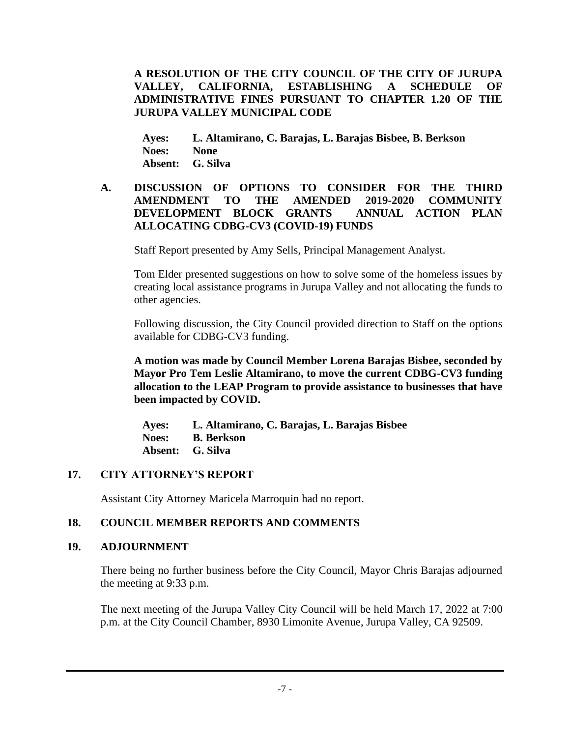**A RESOLUTION OF THE CITY COUNCIL OF THE CITY OF JURUPA VALLEY, CALIFORNIA, ESTABLISHING A SCHEDULE OF ADMINISTRATIVE FINES PURSUANT TO CHAPTER 1.20 OF THE JURUPA VALLEY MUNICIPAL CODE**

**Ayes: L. Altamirano, C. Barajas, L. Barajas Bisbee, B. Berkson**
**Noes: None**
**Absent: G. Silva**

**A. DISCUSSION OF OPTIONS TO CONSIDER FOR THE THIRD AMENDMENT TO THE AMENDED 2019-2020 COMMUNITY DEVELOPMENT BLOCK GRANTS ANNUAL ACTION PLAN ALLOCATING CDBG-CV3 (COVID-19) FUNDS**

Staff Report presented by Amy Sells, Principal Management Analyst.

Tom Elder presented suggestions on how to solve some of the homeless issues by creating local assistance programs in Jurupa Valley and not allocating the funds to other agencies.

Following discussion, the City Council provided direction to Staff on the options available for CDBG-CV3 funding.

**A motion was made by Council Member Lorena Barajas Bisbee, seconded by Mayor Pro Tem Leslie Altamirano, to move the current CDBG-CV3 funding allocation to the LEAP Program to provide assistance to businesses that have been impacted by COVID.**

**Ayes: L. Altamirano, C. Barajas, L. Barajas Bisbee**
**Noes: B. Berkson**
**Absent: G. Silva**

## 17. CITY ATTORNEY'S REPORT

Assistant City Attorney Maricela Marroquin had no report.

## 18. COUNCIL MEMBER REPORTS AND COMMENTS

## 19. ADJOURNMENT

There being no further business before the City Council, Mayor Chris Barajas adjourned the meeting at 9:33 p.m.

The next meeting of the Jurupa Valley City Council will be held March 17, 2022 at 7:00 p.m. at the City Council Chamber, 8930 Limonite Avenue, Jurupa Valley, CA 92509.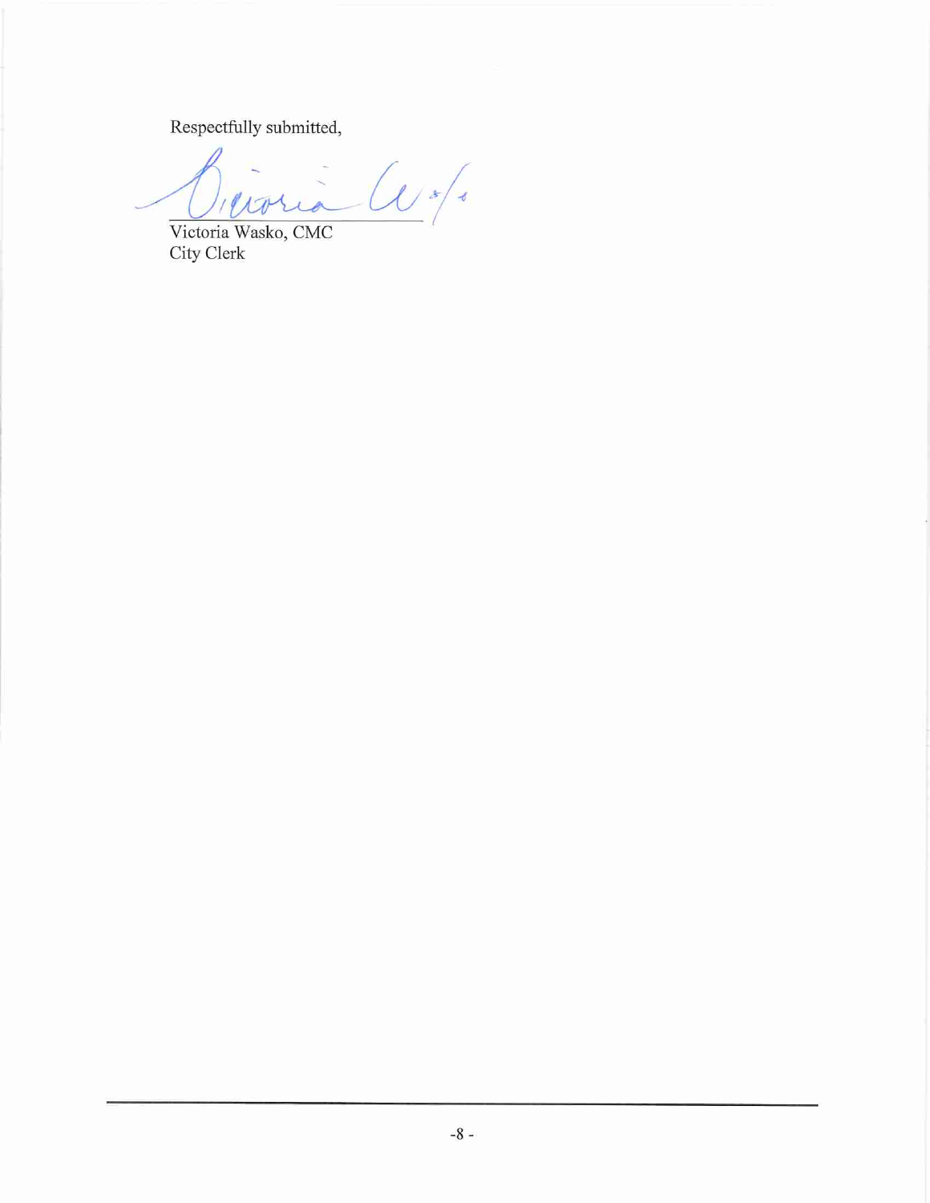Respectfully submitted,

Victoria Wasko, CMC
City Clerk